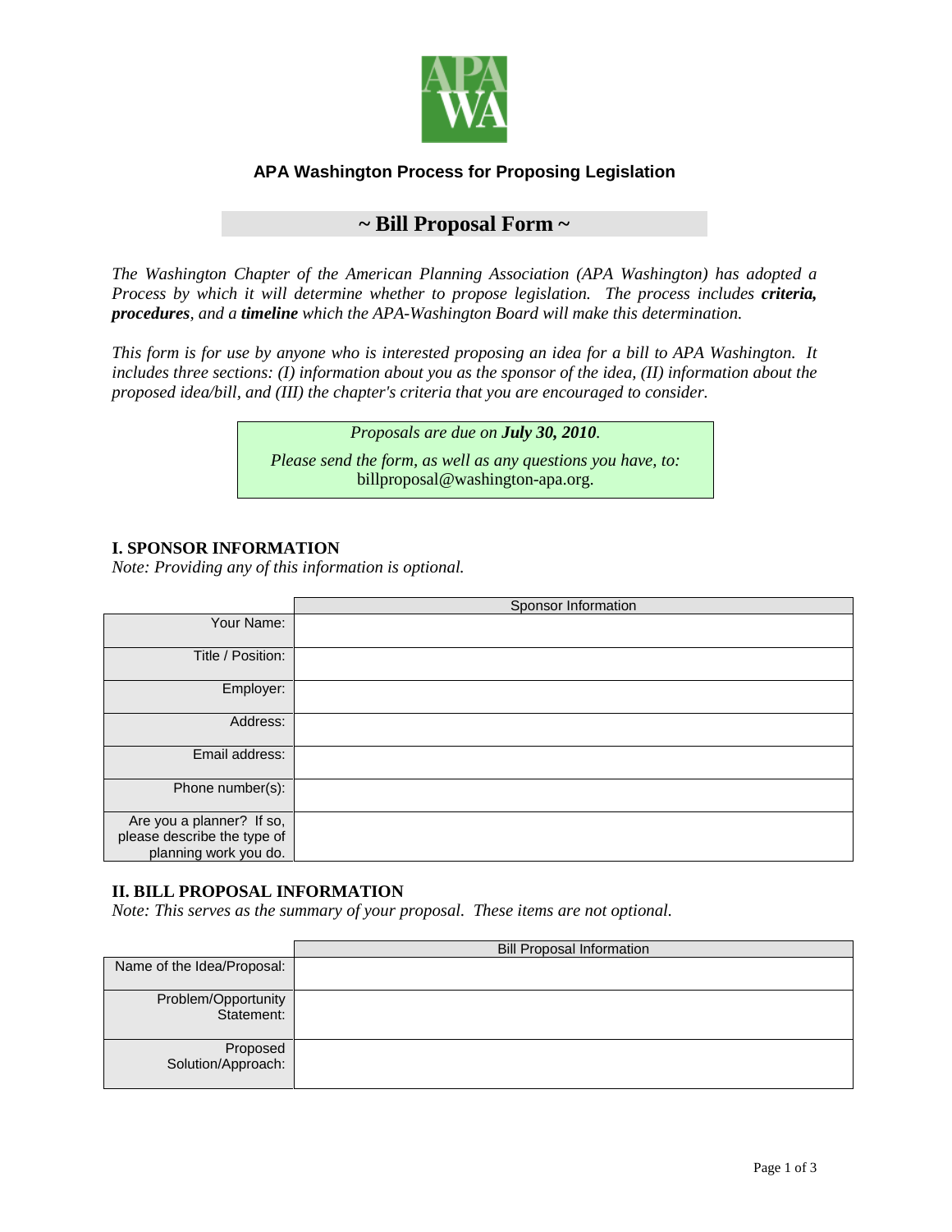## APA Washington Process for Proposing Legislation

# ~ Bill Proposal Form ~

*The Washington Chapter of the American Planning Association (APA Washington) has adopted a Process by which it will determine whether to propose legislation. The process includes **criteria, procedures**, and a **timeline** which the APA-Washington Board will make this determination.*

*This form is for use by anyone who is interested proposing an idea for a bill to APA Washington. It includes three sections: (I) information about you as the sponsor of the idea, (II) information about the proposed idea/bill, and (III) the chapter's criteria that you are encouraged to consider.*

*Proposals are due on **July 30, 2010**.*

*Please send the form, as well as any questions you have, to:* billproposal@washington-apa.org.

## I. SPONSOR INFORMATION

*Note: Providing any of this information is optional.*

| | Sponsor Information |
|---|---|
| Your Name: | |
| Title / Position: | |
| Employer: | |
| Address: | |
| Email address: | |
| Phone number(s): | |
| Are you a planner? If so, please describe the type of planning work you do. | |

## II. BILL PROPOSAL INFORMATION

*Note: This serves as the summary of your proposal. These items are not optional.*

| | Bill Proposal Information |
|---|---|
| Name of the Idea/Proposal: | |
| Problem/Opportunity Statement: | |
| Proposed Solution/Approach: | |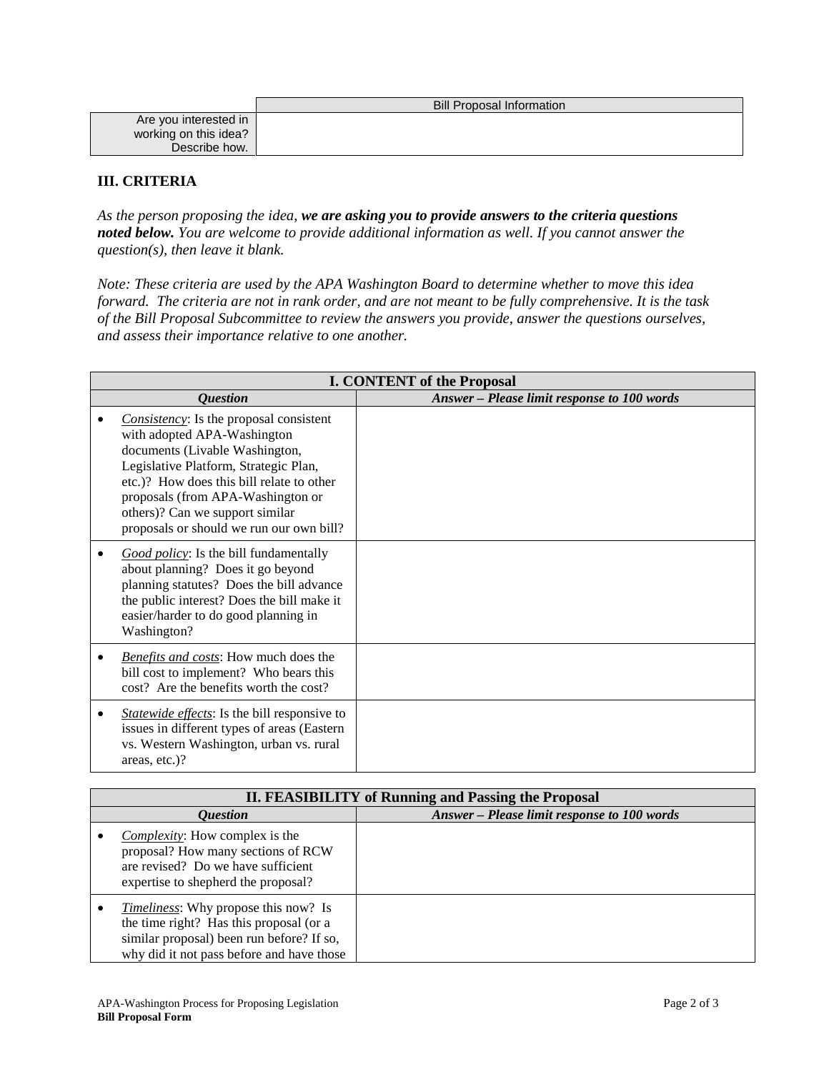| | Bill Proposal Information |
|---|---|
| Are you interested in working on this idea? Describe how. | |

### III. CRITERIA

*As the person proposing the idea, **we are asking you to provide answers to the criteria questions noted below.** You are welcome to provide additional information as well. If you cannot answer the question(s), then leave it blank.*

*Note: These criteria are used by the APA Washington Board to determine whether to move this idea forward. The criteria are not in rank order, and are not meant to be fully comprehensive. It is the task of the Bill Proposal Subcommittee to review the answers you provide, answer the questions ourselves, and assess their importance relative to one another.*

| **I. CONTENT of the Proposal** | |
|---|---|
| ***Question*** | ***Answer – Please limit response to 100 words*** |
| • *Consistency*: Is the proposal consistent with adopted APA-Washington documents (Livable Washington, Legislative Platform, Strategic Plan, etc.)? How does this bill relate to other proposals (from APA-Washington or others)? Can we support similar proposals or should we run our own bill? | |
| • *Good policy*: Is the bill fundamentally about planning? Does it go beyond planning statutes? Does the bill advance the public interest? Does the bill make it easier/harder to do good planning in Washington? | |
| • *Benefits and costs*: How much does the bill cost to implement? Who bears this cost? Are the benefits worth the cost? | |
| • *Statewide effects*: Is the bill responsive to issues in different types of areas (Eastern vs. Western Washington, urban vs. rural areas, etc.)? | |

| **II. FEASIBILITY of Running and Passing the Proposal** | |
|---|---|
| ***Question*** | ***Answer – Please limit response to 100 words*** |
| • *Complexity*: How complex is the proposal? How many sections of RCW are revised? Do we have sufficient expertise to shepherd the proposal? | |
| • *Timeliness*: Why propose this now? Is the time right? Has this proposal (or a similar proposal) been run before? If so, why did it not pass before and have those | |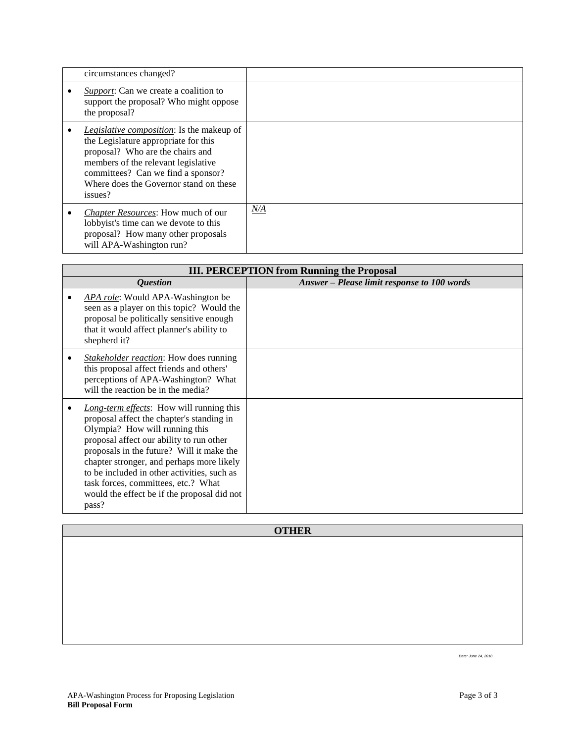| | |
|---|---|
| circumstances changed? | |
| • *Support*: Can we create a coalition to support the proposal? Who might oppose the proposal? | |
| • *Legislative composition*: Is the makeup of the Legislature appropriate for this proposal? Who are the chairs and members of the relevant legislative committees? Can we find a sponsor? Where does the Governor stand on these issues? | |
| • *Chapter Resources*: How much of our lobbyist's time can we devote to this proposal? How many other proposals will APA-Washington run? | *N/A* |

| **III. PERCEPTION from Running the Proposal** | |
|---|---|
| ***Question*** | ***Answer – Please limit response to 100 words*** |
| • *APA role*: Would APA-Washington be seen as a player on this topic? Would the proposal be politically sensitive enough that it would affect planner's ability to shepherd it? | |
| • *Stakeholder reaction*: How does running this proposal affect friends and others' perceptions of APA-Washington? What will the reaction be in the media? | |
| • *Long-term effects*: How will running this proposal affect the chapter's standing in Olympia? How will running this proposal affect our ability to run other proposals in the future? Will it make the chapter stronger, and perhaps more likely to be included in other activities, such as task forces, committees, etc.? What would the effect be if the proposal did not pass? | |

| **OTHER** |
|---|
| |

*Date: June 24, 2010*